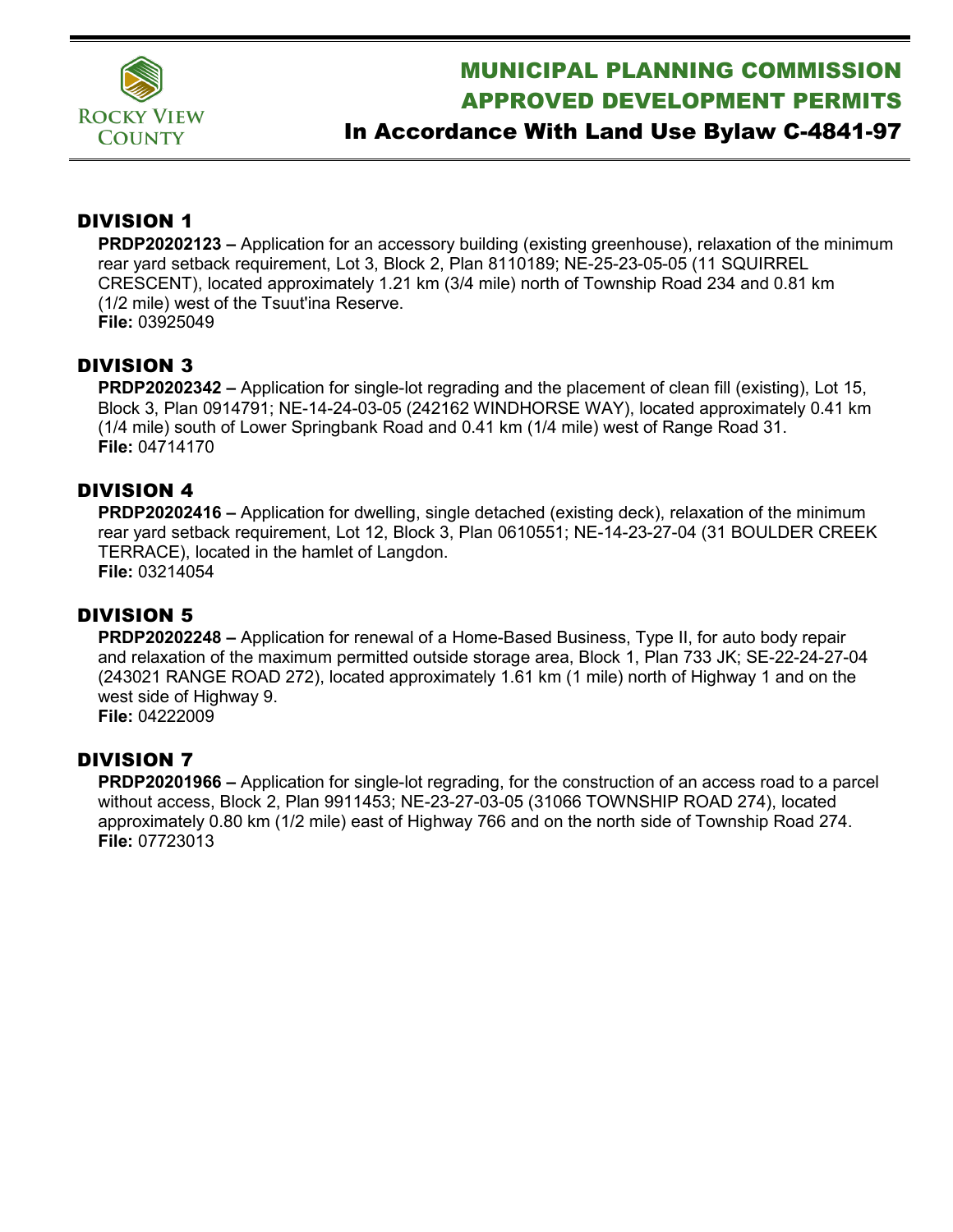# MUNICIPAL PLANNING COMMISSION APPROVED DEVELOPMENT PERMITS

## In Accordance With Land Use Bylaw C-4841-97

## DIVISION 1

**PRDP20202123 –** Application for an accessory building (existing greenhouse), relaxation of the minimum rear yard setback requirement, Lot 3, Block 2, Plan 8110189; NE-25-23-05-05 (11 SQUIRREL CRESCENT), located approximately 1.21 km (3/4 mile) north of Township Road 234 and 0.81 km (1/2 mile) west of the Tsuut'ina Reserve.
**File:** 03925049

## DIVISION 3

**PRDP20202342 –** Application for single-lot regrading and the placement of clean fill (existing), Lot 15, Block 3, Plan 0914791; NE-14-24-03-05 (242162 WINDHORSE WAY), located approximately 0.41 km (1/4 mile) south of Lower Springbank Road and 0.41 km (1/4 mile) west of Range Road 31.
**File:** 04714170

## DIVISION 4

**PRDP20202416 –** Application for dwelling, single detached (existing deck), relaxation of the minimum rear yard setback requirement, Lot 12, Block 3, Plan 0610551; NE-14-23-27-04 (31 BOULDER CREEK TERRACE), located in the hamlet of Langdon.
**File:** 03214054

## DIVISION 5

**PRDP20202248 –** Application for renewal of a Home-Based Business, Type II, for auto body repair and relaxation of the maximum permitted outside storage area, Block 1, Plan 733 JK; SE-22-24-27-04 (243021 RANGE ROAD 272), located approximately 1.61 km (1 mile) north of Highway 1 and on the west side of Highway 9.
**File:** 04222009

## DIVISION 7

**PRDP20201966 –** Application for single-lot regrading, for the construction of an access road to a parcel without access, Block 2, Plan 9911453; NE-23-27-03-05 (31066 TOWNSHIP ROAD 274), located approximately 0.80 km (1/2 mile) east of Highway 766 and on the north side of Township Road 274.
**File:** 07723013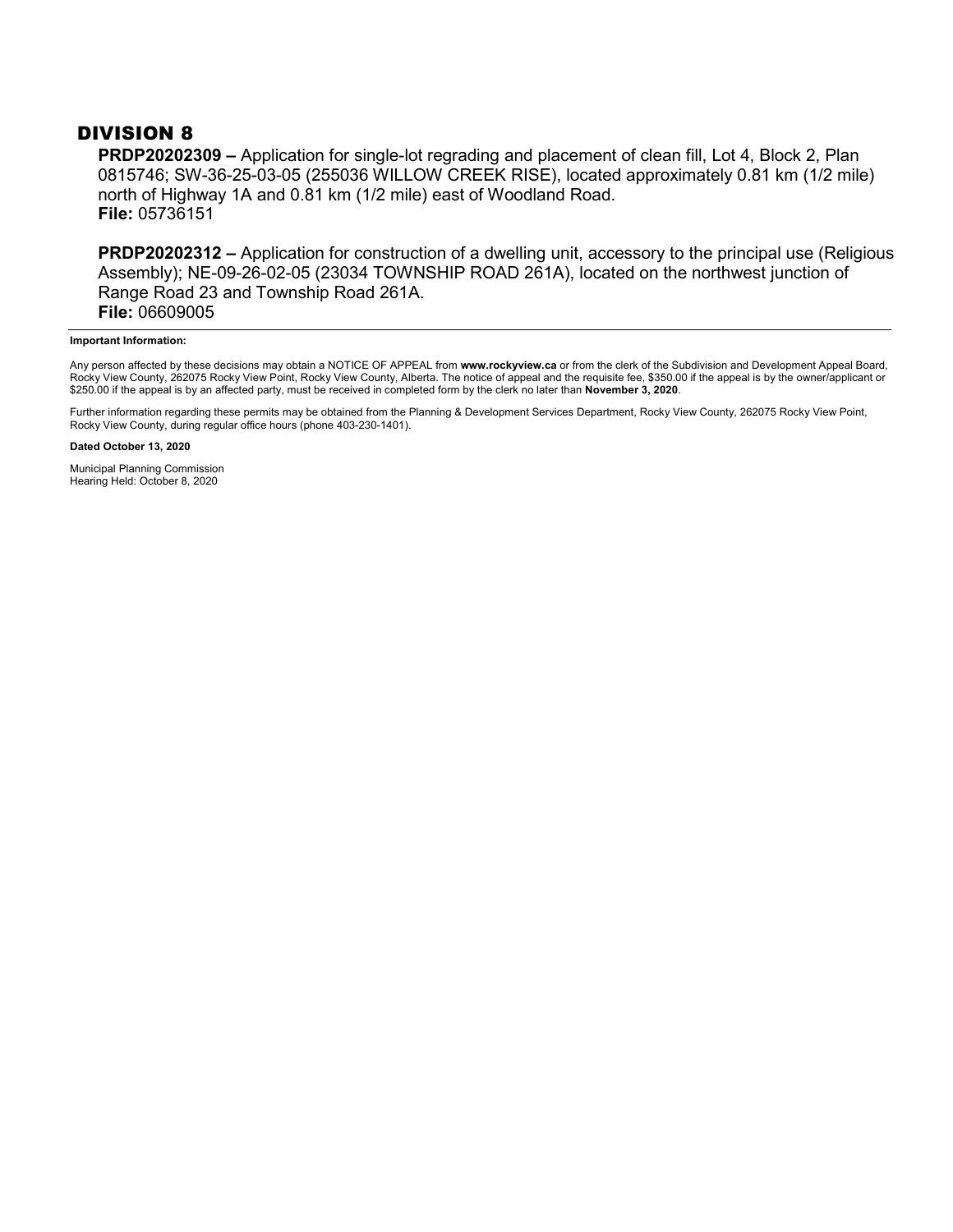## DIVISION 8

**PRDP20202309 –** Application for single-lot regrading and placement of clean fill, Lot 4, Block 2, Plan 0815746; SW-36-25-03-05 (255036 WILLOW CREEK RISE), located approximately 0.81 km (1/2 mile) north of Highway 1A and 0.81 km (1/2 mile) east of Woodland Road.
**File:** 05736151

**PRDP20202312 –** Application for construction of a dwelling unit, accessory to the principal use (Religious Assembly); NE-09-26-02-05 (23034 TOWNSHIP ROAD 261A), located on the northwest junction of Range Road 23 and Township Road 261A.
**File:** 06609005

---

**Important Information:**

Any person affected by these decisions may obtain a NOTICE OF APPEAL from **www.rockyview.ca** or from the clerk of the Subdivision and Development Appeal Board, Rocky View County, 262075 Rocky View Point, Rocky View County, Alberta. The notice of appeal and the requisite fee, $350.00 if the appeal is by the owner/applicant or $250.00 if the appeal is by an affected party, must be received in completed form by the clerk no later than **November 3, 2020**.

Further information regarding these permits may be obtained from the Planning & Development Services Department, Rocky View County, 262075 Rocky View Point, Rocky View County, during regular office hours (phone 403-230-1401).

**Dated October 13, 2020**

Municipal Planning Commission
Hearing Held: October 8, 2020